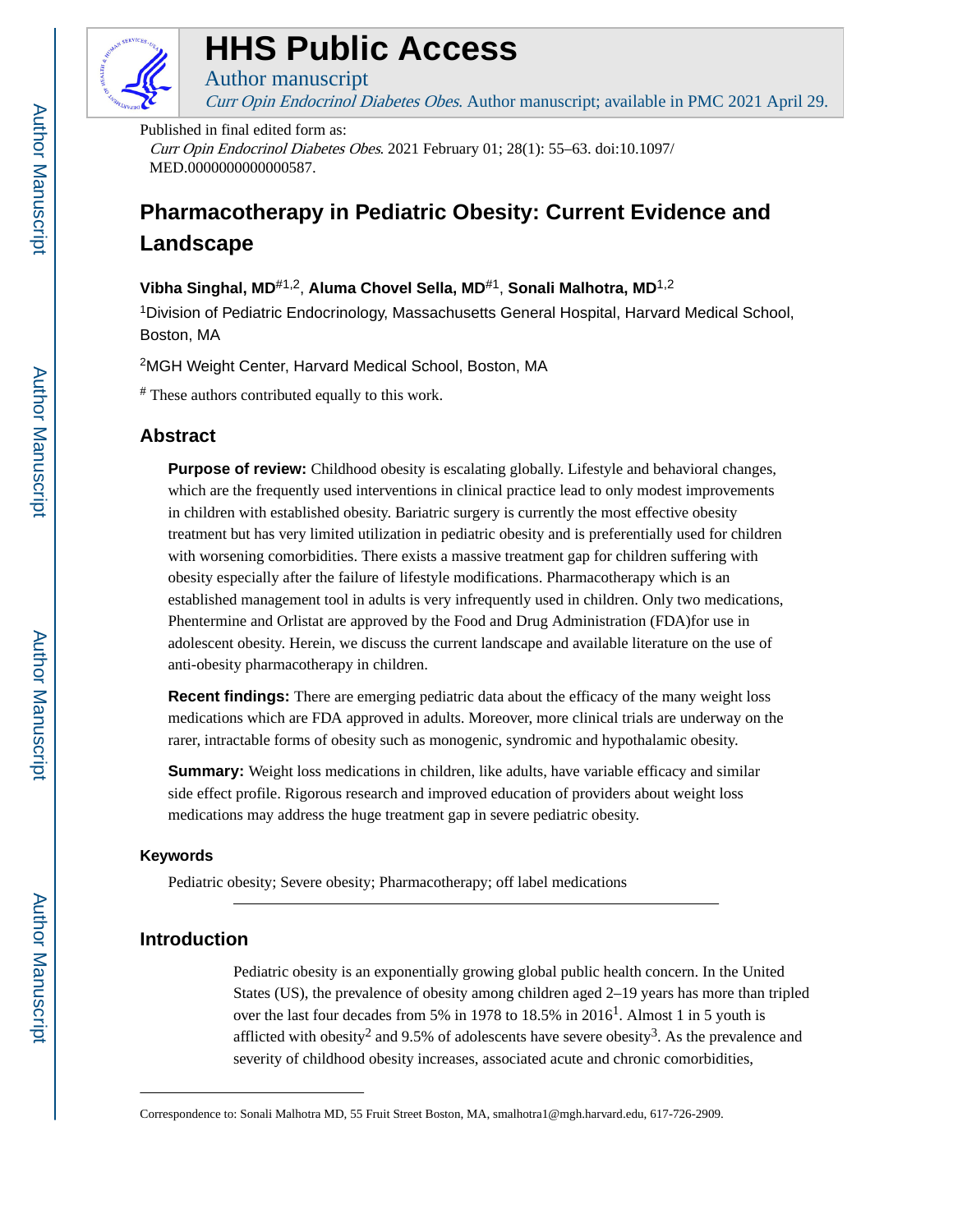# HHS Public Access

Author manuscript

*Curr Opin Endocrinol Diabetes Obes*. Author manuscript; available in PMC 2021 April 29.

Published in final edited form as:

*Curr Opin Endocrinol Diabetes Obes*. 2021 February 01; 28(1): 55–63. doi:10.1097/MED.0000000000000587.

# Pharmacotherapy in Pediatric Obesity: Current Evidence and Landscape

**Vibha Singhal, MD**[#1,2], **Aluma Chovel Sella, MD**[#1], **Sonali Malhotra, MD**[1,2]

[1]Division of Pediatric Endocrinology, Massachusetts General Hospital, Harvard Medical School, Boston, MA

[2]MGH Weight Center, Harvard Medical School, Boston, MA

[#] These authors contributed equally to this work.

## Abstract

**Purpose of review:** Childhood obesity is escalating globally. Lifestyle and behavioral changes, which are the frequently used interventions in clinical practice lead to only modest improvements in children with established obesity. Bariatric surgery is currently the most effective obesity treatment but has very limited utilization in pediatric obesity and is preferentially used for children with worsening comorbidities. There exists a massive treatment gap for children suffering with obesity especially after the failure of lifestyle modifications. Pharmacotherapy which is an established management tool in adults is very infrequently used in children. Only two medications, Phentermine and Orlistat are approved by the Food and Drug Administration (FDA)for use in adolescent obesity. Herein, we discuss the current landscape and available literature on the use of anti-obesity pharmacotherapy in children.

**Recent findings:** There are emerging pediatric data about the efficacy of the many weight loss medications which are FDA approved in adults. Moreover, more clinical trials are underway on the rarer, intractable forms of obesity such as monogenic, syndromic and hypothalamic obesity.

**Summary:** Weight loss medications in children, like adults, have variable efficacy and similar side effect profile. Rigorous research and improved education of providers about weight loss medications may address the huge treatment gap in severe pediatric obesity.

### Keywords

Pediatric obesity; Severe obesity; Pharmacotherapy; off label medications

## Introduction

Pediatric obesity is an exponentially growing global public health concern. In the United States (US), the prevalence of obesity among children aged 2–19 years has more than tripled over the last four decades from 5% in 1978 to 18.5% in 2016[1]. Almost 1 in 5 youth is afflicted with obesity[2] and 9.5% of adolescents have severe obesity[3]. As the prevalence and severity of childhood obesity increases, associated acute and chronic comorbidities,

Correspondence to: Sonali Malhotra MD, 55 Fruit Street Boston, MA, smalhotra1@mgh.harvard.edu, 617-726-2909.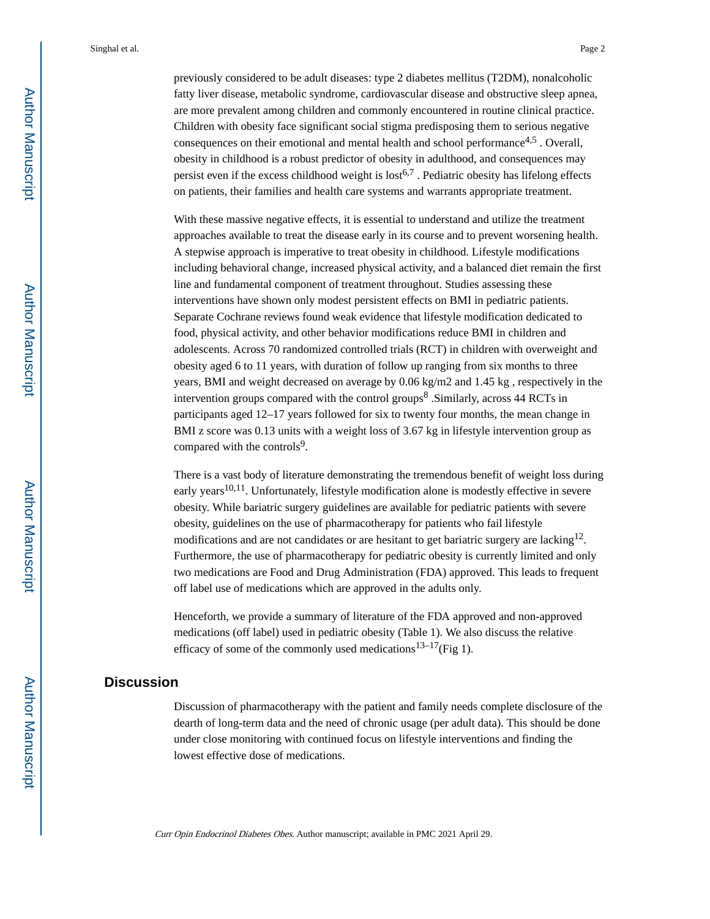previously considered to be adult diseases: type 2 diabetes mellitus (T2DM), nonalcoholic fatty liver disease, metabolic syndrome, cardiovascular disease and obstructive sleep apnea, are more prevalent among children and commonly encountered in routine clinical practice. Children with obesity face significant social stigma predisposing them to serious negative consequences on their emotional and mental health and school performance[4,5] . Overall, obesity in childhood is a robust predictor of obesity in adulthood, and consequences may persist even if the excess childhood weight is lost[6,7] . Pediatric obesity has lifelong effects on patients, their families and health care systems and warrants appropriate treatment.

With these massive negative effects, it is essential to understand and utilize the treatment approaches available to treat the disease early in its course and to prevent worsening health. A stepwise approach is imperative to treat obesity in childhood. Lifestyle modifications including behavioral change, increased physical activity, and a balanced diet remain the first line and fundamental component of treatment throughout. Studies assessing these interventions have shown only modest persistent effects on BMI in pediatric patients. Separate Cochrane reviews found weak evidence that lifestyle modification dedicated to food, physical activity, and other behavior modifications reduce BMI in children and adolescents. Across 70 randomized controlled trials (RCT) in children with overweight and obesity aged 6 to 11 years, with duration of follow up ranging from six months to three years, BMI and weight decreased on average by 0.06 kg/m2 and 1.45 kg , respectively in the intervention groups compared with the control groups[8] .Similarly, across 44 RCTs in participants aged 12–17 years followed for six to twenty four months, the mean change in BMI z score was 0.13 units with a weight loss of 3.67 kg in lifestyle intervention group as compared with the controls[9].

There is a vast body of literature demonstrating the tremendous benefit of weight loss during early years[10,11]. Unfortunately, lifestyle modification alone is modestly effective in severe obesity. While bariatric surgery guidelines are available for pediatric patients with severe obesity, guidelines on the use of pharmacotherapy for patients who fail lifestyle modifications and are not candidates or are hesitant to get bariatric surgery are lacking[12]. Furthermore, the use of pharmacotherapy for pediatric obesity is currently limited and only two medications are Food and Drug Administration (FDA) approved. This leads to frequent off label use of medications which are approved in the adults only.

Henceforth, we provide a summary of literature of the FDA approved and non-approved medications (off label) used in pediatric obesity (Table 1). We also discuss the relative efficacy of some of the commonly used medications[13–17](Fig 1).

## Discussion

Discussion of pharmacotherapy with the patient and family needs complete disclosure of the dearth of long-term data and the need of chronic usage (per adult data). This should be done under close monitoring with continued focus on lifestyle interventions and finding the lowest effective dose of medications.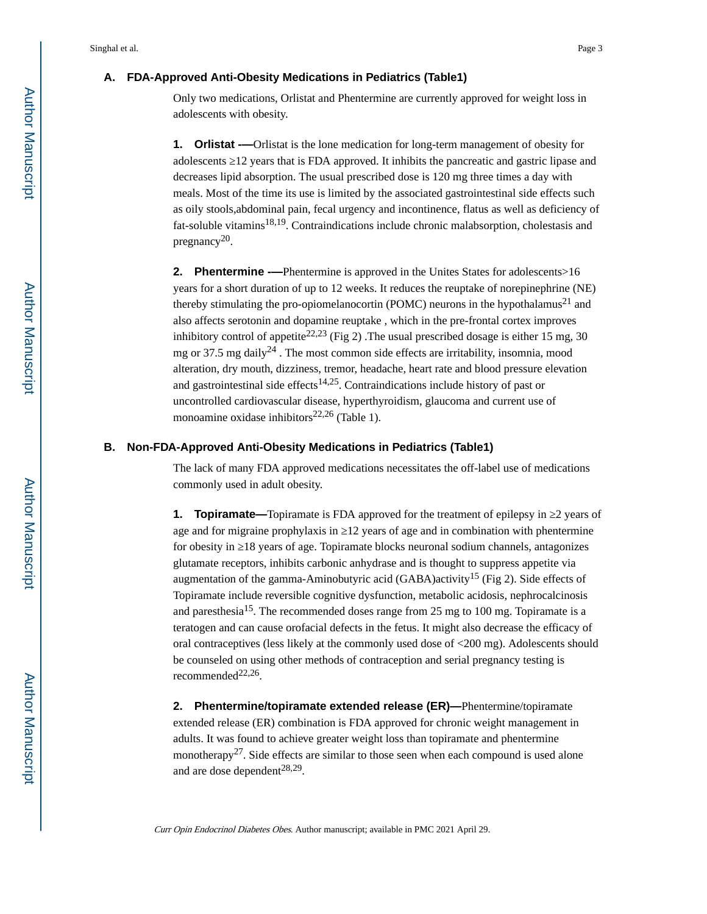### A. FDA-Approved Anti-Obesity Medications in Pediatrics (Table1)

Only two medications, Orlistat and Phentermine are currently approved for weight loss in adolescents with obesity.

**1. Orlistat -—**Orlistat is the lone medication for long-term management of obesity for adolescents ≥12 years that is FDA approved. It inhibits the pancreatic and gastric lipase and decreases lipid absorption. The usual prescribed dose is 120 mg three times a day with meals. Most of the time its use is limited by the associated gastrointestinal side effects such as oily stools,abdominal pain, fecal urgency and incontinence, flatus as well as deficiency of fat-soluble vitamins[18,19]. Contraindications include chronic malabsorption, cholestasis and pregnancy[20].

**2. Phentermine -—**Phentermine is approved in the Unites States for adolescents>16 years for a short duration of up to 12 weeks. It reduces the reuptake of norepinephrine (NE) thereby stimulating the pro-opiomelanocortin (POMC) neurons in the hypothalamus[21] and also affects serotonin and dopamine reuptake , which in the pre-frontal cortex improves inhibitory control of appetite[22,23] (Fig 2) .The usual prescribed dosage is either 15 mg, 30 mg or 37.5 mg daily[24] . The most common side effects are irritability, insomnia, mood alteration, dry mouth, dizziness, tremor, headache, heart rate and blood pressure elevation and gastrointestinal side effects[14,25]. Contraindications include history of past or uncontrolled cardiovascular disease, hyperthyroidism, glaucoma and current use of monoamine oxidase inhibitors[22,26] (Table 1).

### B. Non-FDA-Approved Anti-Obesity Medications in Pediatrics (Table1)

The lack of many FDA approved medications necessitates the off-label use of medications commonly used in adult obesity.

**1. Topiramate—**Topiramate is FDA approved for the treatment of epilepsy in ≥2 years of age and for migraine prophylaxis in ≥12 years of age and in combination with phentermine for obesity in ≥18 years of age. Topiramate blocks neuronal sodium channels, antagonizes glutamate receptors, inhibits carbonic anhydrase and is thought to suppress appetite via augmentation of the gamma-Aminobutyric acid (GABA)activity[15] (Fig 2). Side effects of Topiramate include reversible cognitive dysfunction, metabolic acidosis, nephrocalcinosis and paresthesia[15]. The recommended doses range from 25 mg to 100 mg. Topiramate is a teratogen and can cause orofacial defects in the fetus. It might also decrease the efficacy of oral contraceptives (less likely at the commonly used dose of <200 mg). Adolescents should be counseled on using other methods of contraception and serial pregnancy testing is recommended[22,26].

**2. Phentermine/topiramate extended release (ER)—**Phentermine/topiramate extended release (ER) combination is FDA approved for chronic weight management in adults. It was found to achieve greater weight loss than topiramate and phentermine monotherapy[27]. Side effects are similar to those seen when each compound is used alone and are dose dependent[28,29].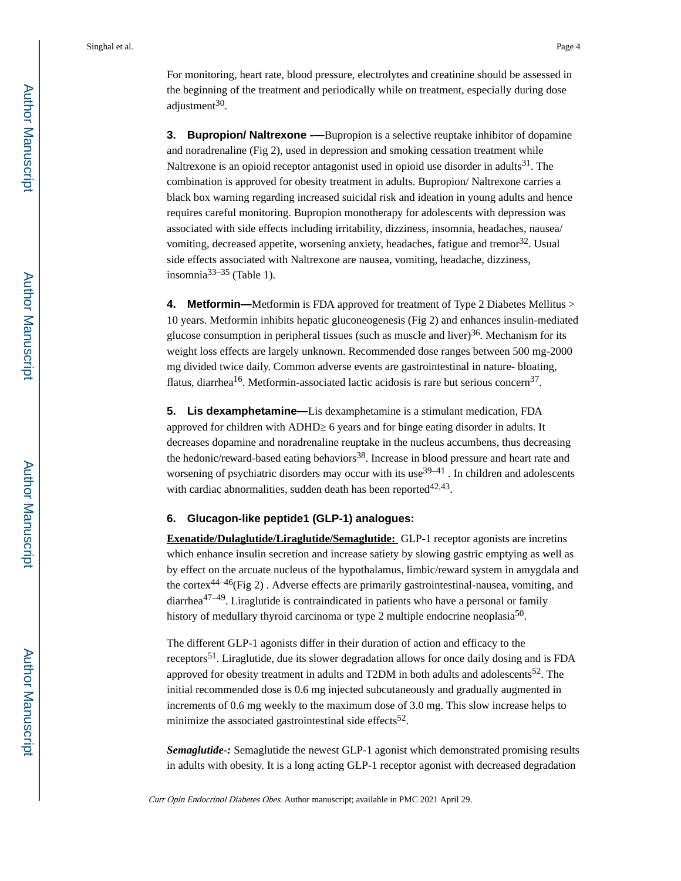For monitoring, heart rate, blood pressure, electrolytes and creatinine should be assessed in the beginning of the treatment and periodically while on treatment, especially during dose adjustment[30].

**3. Bupropion/ Naltrexone -—**Bupropion is a selective reuptake inhibitor of dopamine and noradrenaline (Fig 2), used in depression and smoking cessation treatment while Naltrexone is an opioid receptor antagonist used in opioid use disorder in adults[31]. The combination is approved for obesity treatment in adults. Bupropion/ Naltrexone carries a black box warning regarding increased suicidal risk and ideation in young adults and hence requires careful monitoring. Bupropion monotherapy for adolescents with depression was associated with side effects including irritability, dizziness, insomnia, headaches, nausea/ vomiting, decreased appetite, worsening anxiety, headaches, fatigue and tremor[32]. Usual side effects associated with Naltrexone are nausea, vomiting, headache, dizziness, insomnia[33–35] (Table 1).

**4. Metformin—**Metformin is FDA approved for treatment of Type 2 Diabetes Mellitus > 10 years. Metformin inhibits hepatic gluconeogenesis (Fig 2) and enhances insulin-mediated glucose consumption in peripheral tissues (such as muscle and liver)[36]. Mechanism for its weight loss effects are largely unknown. Recommended dose ranges between 500 mg-2000 mg divided twice daily. Common adverse events are gastrointestinal in nature- bloating, flatus, diarrhea[16]. Metformin-associated lactic acidosis is rare but serious concern[37].

**5. Lis dexamphetamine—**Lis dexamphetamine is a stimulant medication, FDA approved for children with ADHD≥ 6 years and for binge eating disorder in adults. It decreases dopamine and noradrenaline reuptake in the nucleus accumbens, thus decreasing the hedonic/reward-based eating behaviors[38]. Increase in blood pressure and heart rate and worsening of psychiatric disorders may occur with its use[39–41] . In children and adolescents with cardiac abnormalities, sudden death has been reported[42,43].

**6. Glucagon-like peptide1 (GLP-1) analogues:**

**Exenatide/Dulaglutide/Liraglutide/Semaglutide:** GLP-1 receptor agonists are incretins which enhance insulin secretion and increase satiety by slowing gastric emptying as well as by effect on the arcuate nucleus of the hypothalamus, limbic/reward system in amygdala and the cortex[44–46](Fig 2) . Adverse effects are primarily gastrointestinal-nausea, vomiting, and diarrhea[47–49]. Liraglutide is contraindicated in patients who have a personal or family history of medullary thyroid carcinoma or type 2 multiple endocrine neoplasia[50].

The different GLP-1 agonists differ in their duration of action and efficacy to the receptors[51]. Liraglutide, due its slower degradation allows for once daily dosing and is FDA approved for obesity treatment in adults and T2DM in both adults and adolescents[52]. The initial recommended dose is 0.6 mg injected subcutaneously and gradually augmented in increments of 0.6 mg weekly to the maximum dose of 3.0 mg. This slow increase helps to minimize the associated gastrointestinal side effects[52].

***Semaglutide-:*** Semaglutide the newest GLP-1 agonist which demonstrated promising results in adults with obesity. It is a long acting GLP-1 receptor agonist with decreased degradation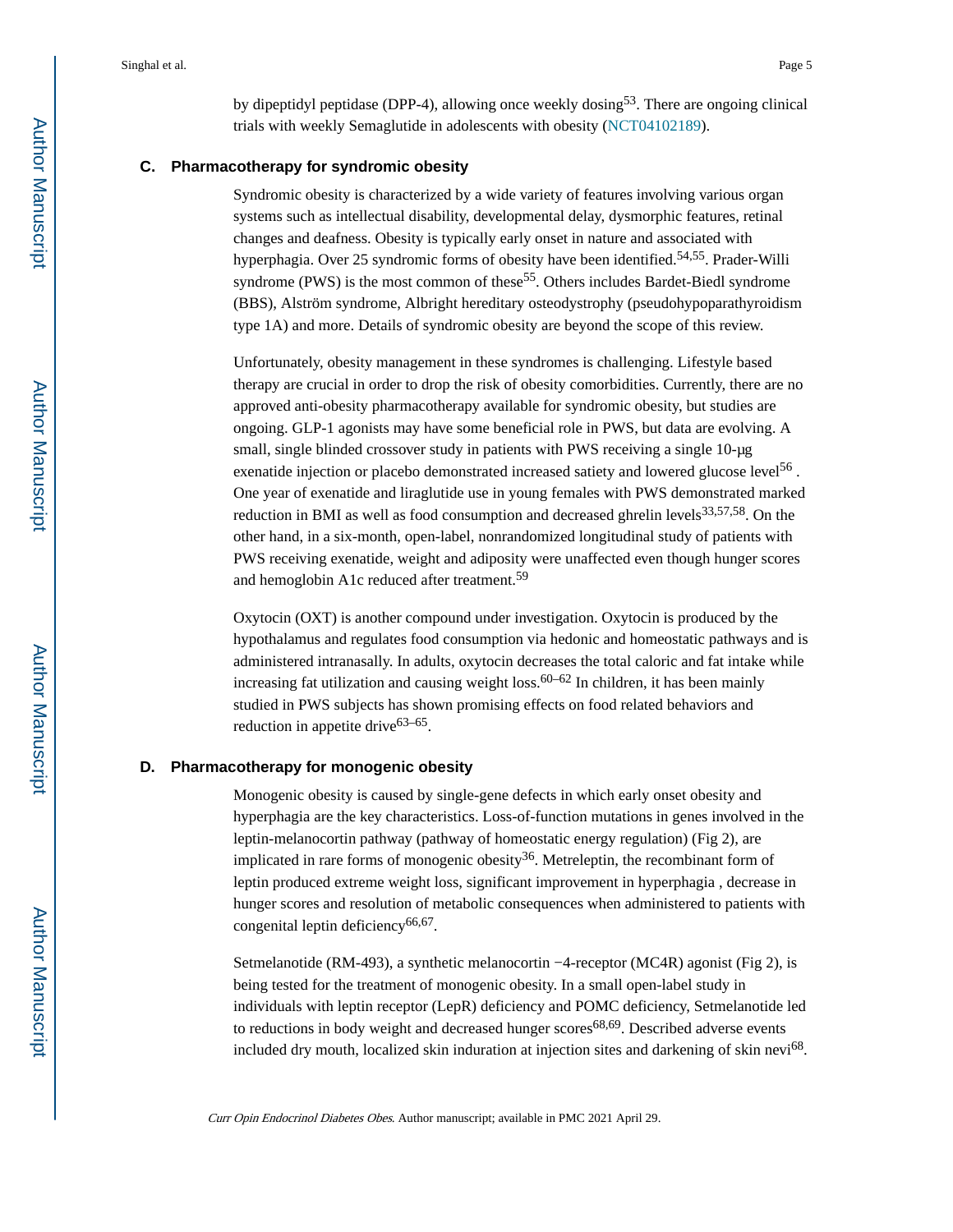by dipeptidyl peptidase (DPP-4), allowing once weekly dosing[53]. There are ongoing clinical trials with weekly Semaglutide in adolescents with obesity (NCT04102189).

### C. Pharmacotherapy for syndromic obesity

Syndromic obesity is characterized by a wide variety of features involving various organ systems such as intellectual disability, developmental delay, dysmorphic features, retinal changes and deafness. Obesity is typically early onset in nature and associated with hyperphagia. Over 25 syndromic forms of obesity have been identified.[54,55]. Prader-Willi syndrome (PWS) is the most common of these[55]. Others includes Bardet-Biedl syndrome (BBS), Alström syndrome, Albright hereditary osteodystrophy (pseudohypoparathyroidism type 1A) and more. Details of syndromic obesity are beyond the scope of this review.

Unfortunately, obesity management in these syndromes is challenging. Lifestyle based therapy are crucial in order to drop the risk of obesity comorbidities. Currently, there are no approved anti-obesity pharmacotherapy available for syndromic obesity, but studies are ongoing. GLP-1 agonists may have some beneficial role in PWS, but data are evolving. A small, single blinded crossover study in patients with PWS receiving a single 10-μg exenatide injection or placebo demonstrated increased satiety and lowered glucose level[56] . One year of exenatide and liraglutide use in young females with PWS demonstrated marked reduction in BMI as well as food consumption and decreased ghrelin levels[33,57,58]. On the other hand, in a six-month, open-label, nonrandomized longitudinal study of patients with PWS receiving exenatide, weight and adiposity were unaffected even though hunger scores and hemoglobin A1c reduced after treatment.[59]

Oxytocin (OXT) is another compound under investigation. Oxytocin is produced by the hypothalamus and regulates food consumption via hedonic and homeostatic pathways and is administered intranasally. In adults, oxytocin decreases the total caloric and fat intake while increasing fat utilization and causing weight loss.[60–62] In children, it has been mainly studied in PWS subjects has shown promising effects on food related behaviors and reduction in appetite drive[63–65].

### D. Pharmacotherapy for monogenic obesity

Monogenic obesity is caused by single-gene defects in which early onset obesity and hyperphagia are the key characteristics. Loss-of-function mutations in genes involved in the leptin-melanocortin pathway (pathway of homeostatic energy regulation) (Fig 2), are implicated in rare forms of monogenic obesity[36]. Metreleptin, the recombinant form of leptin produced extreme weight loss, significant improvement in hyperphagia , decrease in hunger scores and resolution of metabolic consequences when administered to patients with congenital leptin deficiency[66,67].

Setmelanotide (RM-493), a synthetic melanocortin −4-receptor (MC4R) agonist (Fig 2), is being tested for the treatment of monogenic obesity. In a small open-label study in individuals with leptin receptor (LepR) deficiency and POMC deficiency, Setmelanotide led to reductions in body weight and decreased hunger scores[68,69]. Described adverse events included dry mouth, localized skin induration at injection sites and darkening of skin nevi[68].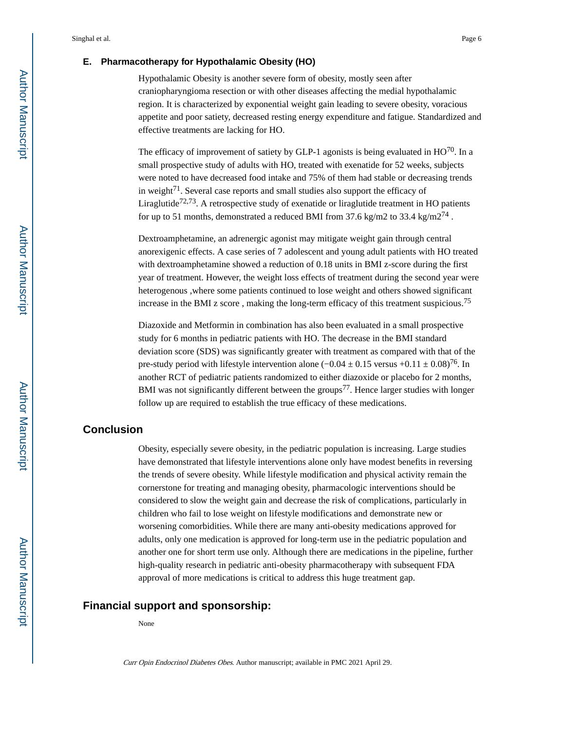### E. Pharmacotherapy for Hypothalamic Obesity (HO)

Hypothalamic Obesity is another severe form of obesity, mostly seen after craniopharyngioma resection or with other diseases affecting the medial hypothalamic region. It is characterized by exponential weight gain leading to severe obesity, voracious appetite and poor satiety, decreased resting energy expenditure and fatigue. Standardized and effective treatments are lacking for HO.

The efficacy of improvement of satiety by GLP-1 agonists is being evaluated in HO[70]. In a small prospective study of adults with HO, treated with exenatide for 52 weeks, subjects were noted to have decreased food intake and 75% of them had stable or decreasing trends in weight[71]. Several case reports and small studies also support the efficacy of Liraglutide[72,73]. A retrospective study of exenatide or liraglutide treatment in HO patients for up to 51 months, demonstrated a reduced BMI from 37.6 kg/m2 to 33.4 kg/m2[74] .

Dextroamphetamine, an adrenergic agonist may mitigate weight gain through central anorexigenic effects. A case series of 7 adolescent and young adult patients with HO treated with dextroamphetamine showed a reduction of 0.18 units in BMI z-score during the first year of treatment. However, the weight loss effects of treatment during the second year were heterogenous ,where some patients continued to lose weight and others showed significant increase in the BMI z score , making the long-term efficacy of this treatment suspicious.[75]

Diazoxide and Metformin in combination has also been evaluated in a small prospective study for 6 months in pediatric patients with HO. The decrease in the BMI standard deviation score (SDS) was significantly greater with treatment as compared with that of the pre-study period with lifestyle intervention alone ($-0.04 \pm 0.15$ versus $+0.11 \pm 0.08$)[76]. In another RCT of pediatric patients randomized to either diazoxide or placebo for 2 months, BMI was not significantly different between the groups[77]. Hence larger studies with longer follow up are required to establish the true efficacy of these medications.

## Conclusion

Obesity, especially severe obesity, in the pediatric population is increasing. Large studies have demonstrated that lifestyle interventions alone only have modest benefits in reversing the trends of severe obesity. While lifestyle modification and physical activity remain the cornerstone for treating and managing obesity, pharmacologic interventions should be considered to slow the weight gain and decrease the risk of complications, particularly in children who fail to lose weight on lifestyle modifications and demonstrate new or worsening comorbidities. While there are many anti-obesity medications approved for adults, only one medication is approved for long-term use in the pediatric population and another one for short term use only. Although there are medications in the pipeline, further high-quality research in pediatric anti-obesity pharmacotherapy with subsequent FDA approval of more medications is critical to address this huge treatment gap.

## Financial support and sponsorship:

None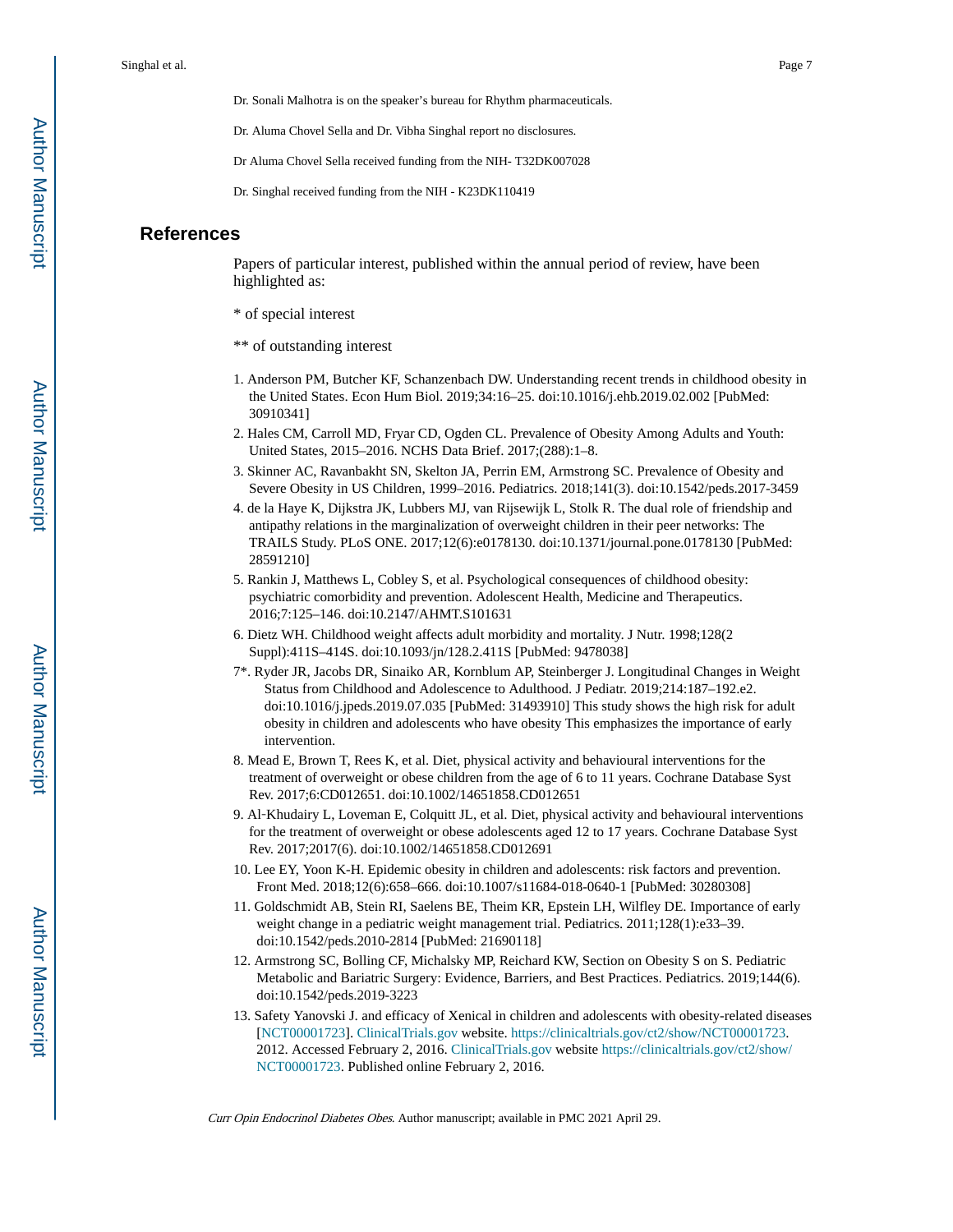Dr. Sonali Malhotra is on the speaker's bureau for Rhythm pharmaceuticals.

Dr. Aluma Chovel Sella and Dr. Vibha Singhal report no disclosures.

Dr Aluma Chovel Sella received funding from the NIH- T32DK007028

Dr. Singhal received funding from the NIH - K23DK110419

## References

Papers of particular interest, published within the annual period of review, have been highlighted as:

* of special interest

** of outstanding interest

1. Anderson PM, Butcher KF, Schanzenbach DW. Understanding recent trends in childhood obesity in the United States. Econ Hum Biol. 2019;34:16–25. doi:10.1016/j.ehb.2019.02.002 [PubMed: 30910341]
2. Hales CM, Carroll MD, Fryar CD, Ogden CL. Prevalence of Obesity Among Adults and Youth: United States, 2015–2016. NCHS Data Brief. 2017;(288):1–8.
3. Skinner AC, Ravanbakht SN, Skelton JA, Perrin EM, Armstrong SC. Prevalence of Obesity and Severe Obesity in US Children, 1999–2016. Pediatrics. 2018;141(3). doi:10.1542/peds.2017-3459
4. de la Haye K, Dijkstra JK, Lubbers MJ, van Rijsewijk L, Stolk R. The dual role of friendship and antipathy relations in the marginalization of overweight children in their peer networks: The TRAILS Study. PLoS ONE. 2017;12(6):e0178130. doi:10.1371/journal.pone.0178130 [PubMed: 28591210]
5. Rankin J, Matthews L, Cobley S, et al. Psychological consequences of childhood obesity: psychiatric comorbidity and prevention. Adolescent Health, Medicine and Therapeutics. 2016;7:125–146. doi:10.2147/AHMT.S101631
6. Dietz WH. Childhood weight affects adult morbidity and mortality. J Nutr. 1998;128(2 Suppl):411S–414S. doi:10.1093/jn/128.2.411S [PubMed: 9478038]

7*. Ryder JR, Jacobs DR, Sinaiko AR, Kornblum AP, Steinberger J. Longitudinal Changes in Weight Status from Childhood and Adolescence to Adulthood. J Pediatr. 2019;214:187–192.e2. doi:10.1016/j.jpeds.2019.07.035 [PubMed: 31493910] This study shows the high risk for adult obesity in children and adolescents who have obesity This emphasizes the importance of early intervention.

8. Mead E, Brown T, Rees K, et al. Diet, physical activity and behavioural interventions for the treatment of overweight or obese children from the age of 6 to 11 years. Cochrane Database Syst Rev. 2017;6:CD012651. doi:10.1002/14651858.CD012651
9. Al-Khudairy L, Loveman E, Colquitt JL, et al. Diet, physical activity and behavioural interventions for the treatment of overweight or obese adolescents aged 12 to 17 years. Cochrane Database Syst Rev. 2017;2017(6). doi:10.1002/14651858.CD012691
10. Lee EY, Yoon K-H. Epidemic obesity in children and adolescents: risk factors and prevention. Front Med. 2018;12(6):658–666. doi:10.1007/s11684-018-0640-1 [PubMed: 30280308]
11. Goldschmidt AB, Stein RI, Saelens BE, Theim KR, Epstein LH, Wilfley DE. Importance of early weight change in a pediatric weight management trial. Pediatrics. 2011;128(1):e33–39. doi:10.1542/peds.2010-2814 [PubMed: 21690118]
12. Armstrong SC, Bolling CF, Michalsky MP, Reichard KW, Section on Obesity S on S. Pediatric Metabolic and Bariatric Surgery: Evidence, Barriers, and Best Practices. Pediatrics. 2019;144(6). doi:10.1542/peds.2019-3223
13. Safety Yanovski J. and efficacy of Xenical in children and adolescents with obesity-related diseases [NCT00001723]. ClinicalTrials.gov website. https://clinicaltrials.gov/ct2/show/NCT00001723. 2012. Accessed February 2, 2016. ClinicalTrials.gov website https://clinicaltrials.gov/ct2/show/NCT00001723. Published online February 2, 2016.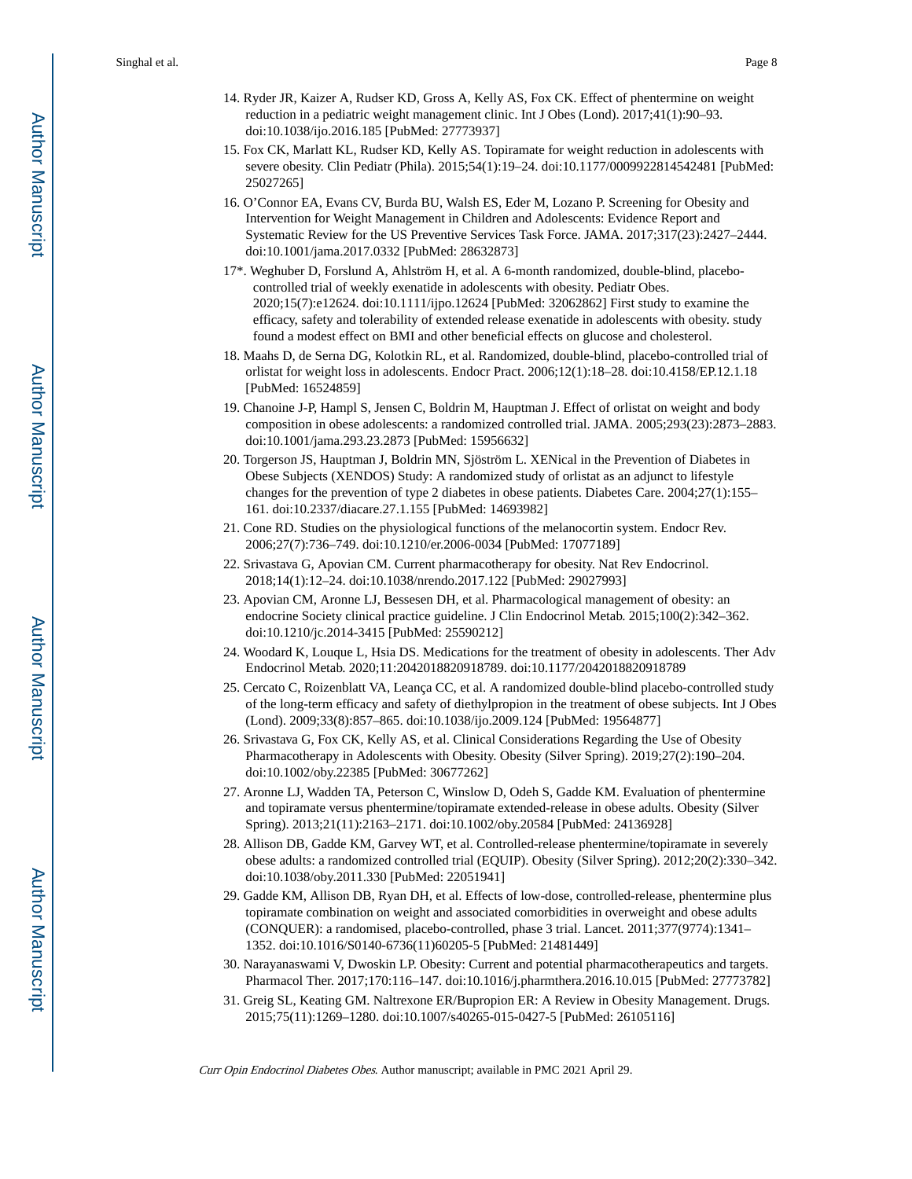14. Ryder JR, Kaizer A, Rudser KD, Gross A, Kelly AS, Fox CK. Effect of phentermine on weight reduction in a pediatric weight management clinic. Int J Obes (Lond). 2017;41(1):90–93. doi:10.1038/ijo.2016.185 [PubMed: 27773937]

15. Fox CK, Marlatt KL, Rudser KD, Kelly AS. Topiramate for weight reduction in adolescents with severe obesity. Clin Pediatr (Phila). 2015;54(1):19–24. doi:10.1177/0009922814542481 [PubMed: 25027265]

16. O'Connor EA, Evans CV, Burda BU, Walsh ES, Eder M, Lozano P. Screening for Obesity and Intervention for Weight Management in Children and Adolescents: Evidence Report and Systematic Review for the US Preventive Services Task Force. JAMA. 2017;317(23):2427–2444. doi:10.1001/jama.2017.0332 [PubMed: 28632873]

17*. Weghuber D, Forslund A, Ahlström H, et al. A 6-month randomized, double-blind, placebo-controlled trial of weekly exenatide in adolescents with obesity. Pediatr Obes. 2020;15(7):e12624. doi:10.1111/ijpo.12624 [PubMed: 32062862] First study to examine the efficacy, safety and tolerability of extended release exenatide in adolescents with obesity. study found a modest effect on BMI and other beneficial effects on glucose and cholesterol.

18. Maahs D, de Serna DG, Kolotkin RL, et al. Randomized, double-blind, placebo-controlled trial of orlistat for weight loss in adolescents. Endocr Pract. 2006;12(1):18–28. doi:10.4158/EP.12.1.18 [PubMed: 16524859]

19. Chanoine J-P, Hampl S, Jensen C, Boldrin M, Hauptman J. Effect of orlistat on weight and body composition in obese adolescents: a randomized controlled trial. JAMA. 2005;293(23):2873–2883. doi:10.1001/jama.293.23.2873 [PubMed: 15956632]

20. Torgerson JS, Hauptman J, Boldrin MN, Sjöström L. XENical in the Prevention of Diabetes in Obese Subjects (XENDOS) Study: A randomized study of orlistat as an adjunct to lifestyle changes for the prevention of type 2 diabetes in obese patients. Diabetes Care. 2004;27(1):155–161. doi:10.2337/diacare.27.1.155 [PubMed: 14693982]

21. Cone RD. Studies on the physiological functions of the melanocortin system. Endocr Rev. 2006;27(7):736–749. doi:10.1210/er.2006-0034 [PubMed: 17077189]

22. Srivastava G, Apovian CM. Current pharmacotherapy for obesity. Nat Rev Endocrinol. 2018;14(1):12–24. doi:10.1038/nrendo.2017.122 [PubMed: 29027993]

23. Apovian CM, Aronne LJ, Bessesen DH, et al. Pharmacological management of obesity: an endocrine Society clinical practice guideline. J Clin Endocrinol Metab. 2015;100(2):342–362. doi:10.1210/jc.2014-3415 [PubMed: 25590212]

24. Woodard K, Louque L, Hsia DS. Medications for the treatment of obesity in adolescents. Ther Adv Endocrinol Metab. 2020;11:2042018820918789. doi:10.1177/2042018820918789

25. Cercato C, Roizenblatt VA, Leança CC, et al. A randomized double-blind placebo-controlled study of the long-term efficacy and safety of diethylpropion in the treatment of obese subjects. Int J Obes (Lond). 2009;33(8):857–865. doi:10.1038/ijo.2009.124 [PubMed: 19564877]

26. Srivastava G, Fox CK, Kelly AS, et al. Clinical Considerations Regarding the Use of Obesity Pharmacotherapy in Adolescents with Obesity. Obesity (Silver Spring). 2019;27(2):190–204. doi:10.1002/oby.22385 [PubMed: 30677262]

27. Aronne LJ, Wadden TA, Peterson C, Winslow D, Odeh S, Gadde KM. Evaluation of phentermine and topiramate versus phentermine/topiramate extended-release in obese adults. Obesity (Silver Spring). 2013;21(11):2163–2171. doi:10.1002/oby.20584 [PubMed: 24136928]

28. Allison DB, Gadde KM, Garvey WT, et al. Controlled-release phentermine/topiramate in severely obese adults: a randomized controlled trial (EQUIP). Obesity (Silver Spring). 2012;20(2):330–342. doi:10.1038/oby.2011.330 [PubMed: 22051941]

29. Gadde KM, Allison DB, Ryan DH, et al. Effects of low-dose, controlled-release, phentermine plus topiramate combination on weight and associated comorbidities in overweight and obese adults (CONQUER): a randomised, placebo-controlled, phase 3 trial. Lancet. 2011;377(9774):1341–1352. doi:10.1016/S0140-6736(11)60205-5 [PubMed: 21481449]

30. Narayanaswami V, Dwoskin LP. Obesity: Current and potential pharmacotherapeutics and targets. Pharmacol Ther. 2017;170:116–147. doi:10.1016/j.pharmthera.2016.10.015 [PubMed: 27773782]

31. Greig SL, Keating GM. Naltrexone ER/Bupropion ER: A Review in Obesity Management. Drugs. 2015;75(11):1269–1280. doi:10.1007/s40265-015-0427-5 [PubMed: 26105116]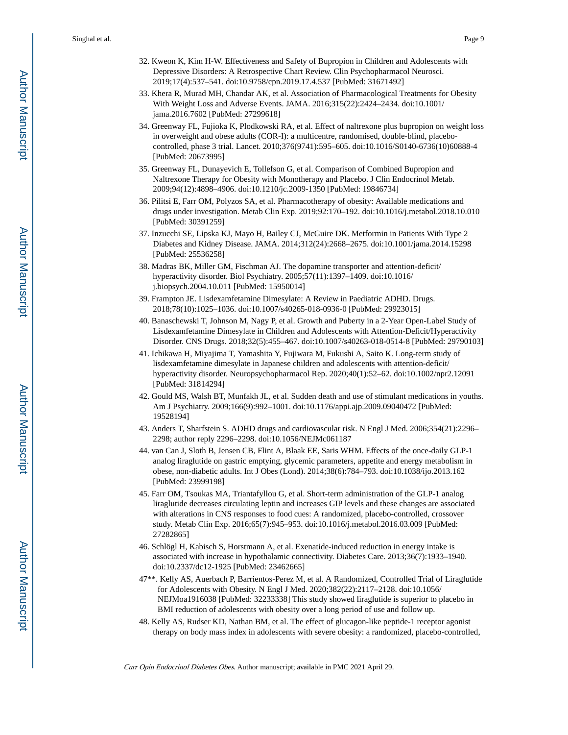32. Kweon K, Kim H-W. Effectiveness and Safety of Bupropion in Children and Adolescents with Depressive Disorders: A Retrospective Chart Review. Clin Psychopharmacol Neurosci. 2019;17(4):537–541. doi:10.9758/cpn.2019.17.4.537 [PubMed: 31671492]
33. Khera R, Murad MH, Chandar AK, et al. Association of Pharmacological Treatments for Obesity With Weight Loss and Adverse Events. JAMA. 2016;315(22):2424–2434. doi:10.1001/jama.2016.7602 [PubMed: 27299618]
34. Greenway FL, Fujioka K, Plodkowski RA, et al. Effect of naltrexone plus bupropion on weight loss in overweight and obese adults (COR-I): a multicentre, randomised, double-blind, placebo-controlled, phase 3 trial. Lancet. 2010;376(9741):595–605. doi:10.1016/S0140-6736(10)60888-4 [PubMed: 20673995]
35. Greenway FL, Dunayevich E, Tollefson G, et al. Comparison of Combined Bupropion and Naltrexone Therapy for Obesity with Monotherapy and Placebo. J Clin Endocrinol Metab. 2009;94(12):4898–4906. doi:10.1210/jc.2009-1350 [PubMed: 19846734]
36. Pilitsi E, Farr OM, Polyzos SA, et al. Pharmacotherapy of obesity: Available medications and drugs under investigation. Metab Clin Exp. 2019;92:170–192. doi:10.1016/j.metabol.2018.10.010 [PubMed: 30391259]
37. Inzucchi SE, Lipska KJ, Mayo H, Bailey CJ, McGuire DK. Metformin in Patients With Type 2 Diabetes and Kidney Disease. JAMA. 2014;312(24):2668–2675. doi:10.1001/jama.2014.15298 [PubMed: 25536258]
38. Madras BK, Miller GM, Fischman AJ. The dopamine transporter and attention-deficit/hyperactivity disorder. Biol Psychiatry. 2005;57(11):1397–1409. doi:10.1016/j.biopsych.2004.10.011 [PubMed: 15950014]
39. Frampton JE. Lisdexamfetamine Dimesylate: A Review in Paediatric ADHD. Drugs. 2018;78(10):1025–1036. doi:10.1007/s40265-018-0936-0 [PubMed: 29923015]
40. Banaschewski T, Johnson M, Nagy P, et al. Growth and Puberty in a 2-Year Open-Label Study of Lisdexamfetamine Dimesylate in Children and Adolescents with Attention-Deficit/Hyperactivity Disorder. CNS Drugs. 2018;32(5):455–467. doi:10.1007/s40263-018-0514-8 [PubMed: 29790103]
41. Ichikawa H, Miyajima T, Yamashita Y, Fujiwara M, Fukushi A, Saito K. Long-term study of lisdexamfetamine dimesylate in Japanese children and adolescents with attention-deficit/hyperactivity disorder. Neuropsychopharmacol Rep. 2020;40(1):52–62. doi:10.1002/npr2.12091 [PubMed: 31814294]
42. Gould MS, Walsh BT, Munfakh JL, et al. Sudden death and use of stimulant medications in youths. Am J Psychiatry. 2009;166(9):992–1001. doi:10.1176/appi.ajp.2009.09040472 [PubMed: 19528194]
43. Anders T, Sharfstein S. ADHD drugs and cardiovascular risk. N Engl J Med. 2006;354(21):2296–2298; author reply 2296–2298. doi:10.1056/NEJMc061187
44. van Can J, Sloth B, Jensen CB, Flint A, Blaak EE, Saris WHM. Effects of the once-daily GLP-1 analog liraglutide on gastric emptying, glycemic parameters, appetite and energy metabolism in obese, non-diabetic adults. Int J Obes (Lond). 2014;38(6):784–793. doi:10.1038/ijo.2013.162 [PubMed: 23999198]
45. Farr OM, Tsoukas MA, Triantafyllou G, et al. Short-term administration of the GLP-1 analog liraglutide decreases circulating leptin and increases GIP levels and these changes are associated with alterations in CNS responses to food cues: A randomized, placebo-controlled, crossover study. Metab Clin Exp. 2016;65(7):945–953. doi:10.1016/j.metabol.2016.03.009 [PubMed: 27282865]
46. Schlögl H, Kabisch S, Horstmann A, et al. Exenatide-induced reduction in energy intake is associated with increase in hypothalamic connectivity. Diabetes Care. 2013;36(7):1933–1940. doi:10.2337/dc12-1925 [PubMed: 23462665]

47**. Kelly AS, Auerbach P, Barrientos-Perez M, et al. A Randomized, Controlled Trial of Liraglutide for Adolescents with Obesity. N Engl J Med. 2020;382(22):2117–2128. doi:10.1056/NEJMoa1916038 [PubMed: 32233338] This study showed liraglutide is superior to placebo in BMI reduction of adolescents with obesity over a long period of use and follow up.

48. Kelly AS, Rudser KD, Nathan BM, et al. The effect of glucagon-like peptide-1 receptor agonist therapy on body mass index in adolescents with severe obesity: a randomized, placebo-controlled,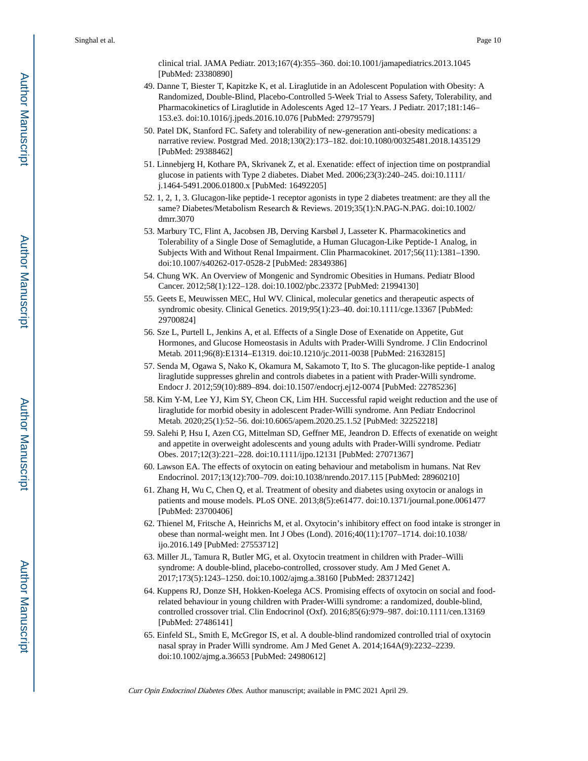clinical trial. JAMA Pediatr. 2013;167(4):355–360. doi:10.1001/jamapediatrics.2013.1045 [PubMed: 23380890]

49. Danne T, Biester T, Kapitzke K, et al. Liraglutide in an Adolescent Population with Obesity: A Randomized, Double-Blind, Placebo-Controlled 5-Week Trial to Assess Safety, Tolerability, and Pharmacokinetics of Liraglutide in Adolescents Aged 12–17 Years. J Pediatr. 2017;181:146–153.e3. doi:10.1016/j.jpeds.2016.10.076 [PubMed: 27979579]
50. Patel DK, Stanford FC. Safety and tolerability of new-generation anti-obesity medications: a narrative review. Postgrad Med. 2018;130(2):173–182. doi:10.1080/00325481.2018.1435129 [PubMed: 29388462]
51. Linnebjerg H, Kothare PA, Skrivanek Z, et al. Exenatide: effect of injection time on postprandial glucose in patients with Type 2 diabetes. Diabet Med. 2006;23(3):240–245. doi:10.1111/j.1464-5491.2006.01800.x [PubMed: 16492205]
52. 1, 2, 1, 3. Glucagon-like peptide-1 receptor agonists in type 2 diabetes treatment: are they all the same? Diabetes/Metabolism Research & Reviews. 2019;35(1):N.PAG-N.PAG. doi:10.1002/dmrr.3070
53. Marbury TC, Flint A, Jacobsen JB, Derving Karsbøl J, Lasseter K. Pharmacokinetics and Tolerability of a Single Dose of Semaglutide, a Human Glucagon-Like Peptide-1 Analog, in Subjects With and Without Renal Impairment. Clin Pharmacokinet. 2017;56(11):1381–1390. doi:10.1007/s40262-017-0528-2 [PubMed: 28349386]
54. Chung WK. An Overview of Mongenic and Syndromic Obesities in Humans. Pediatr Blood Cancer. 2012;58(1):122–128. doi:10.1002/pbc.23372 [PubMed: 21994130]
55. Geets E, Meuwissen MEC, Hul WV. Clinical, molecular genetics and therapeutic aspects of syndromic obesity. Clinical Genetics. 2019;95(1):23–40. doi:10.1111/cge.13367 [PubMed: 29700824]
56. Sze L, Purtell L, Jenkins A, et al. Effects of a Single Dose of Exenatide on Appetite, Gut Hormones, and Glucose Homeostasis in Adults with Prader-Willi Syndrome. J Clin Endocrinol Metab. 2011;96(8):E1314–E1319. doi:10.1210/jc.2011-0038 [PubMed: 21632815]
57. Senda M, Ogawa S, Nako K, Okamura M, Sakamoto T, Ito S. The glucagon-like peptide-1 analog liraglutide suppresses ghrelin and controls diabetes in a patient with Prader-Willi syndrome. Endocr J. 2012;59(10):889–894. doi:10.1507/endocrj.ej12-0074 [PubMed: 22785236]
58. Kim Y-M, Lee YJ, Kim SY, Cheon CK, Lim HH. Successful rapid weight reduction and the use of liraglutide for morbid obesity in adolescent Prader-Willi syndrome. Ann Pediatr Endocrinol Metab. 2020;25(1):52–56. doi:10.6065/apem.2020.25.1.52 [PubMed: 32252218]
59. Salehi P, Hsu I, Azen CG, Mittelman SD, Geffner ME, Jeandron D. Effects of exenatide on weight and appetite in overweight adolescents and young adults with Prader-Willi syndrome. Pediatr Obes. 2017;12(3):221–228. doi:10.1111/ijpo.12131 [PubMed: 27071367]
60. Lawson EA. The effects of oxytocin on eating behaviour and metabolism in humans. Nat Rev Endocrinol. 2017;13(12):700–709. doi:10.1038/nrendo.2017.115 [PubMed: 28960210]
61. Zhang H, Wu C, Chen Q, et al. Treatment of obesity and diabetes using oxytocin or analogs in patients and mouse models. PLoS ONE. 2013;8(5):e61477. doi:10.1371/journal.pone.0061477 [PubMed: 23700406]
62. Thienel M, Fritsche A, Heinrichs M, et al. Oxytocin's inhibitory effect on food intake is stronger in obese than normal-weight men. Int J Obes (Lond). 2016;40(11):1707–1714. doi:10.1038/ijo.2016.149 [PubMed: 27553712]
63. Miller JL, Tamura R, Butler MG, et al. Oxytocin treatment in children with Prader–Willi syndrome: A double-blind, placebo-controlled, crossover study. Am J Med Genet A. 2017;173(5):1243–1250. doi:10.1002/ajmg.a.38160 [PubMed: 28371242]
64. Kuppens RJ, Donze SH, Hokken-Koelega ACS. Promising effects of oxytocin on social and food-related behaviour in young children with Prader-Willi syndrome: a randomized, double-blind, controlled crossover trial. Clin Endocrinol (Oxf). 2016;85(6):979–987. doi:10.1111/cen.13169 [PubMed: 27486141]
65. Einfeld SL, Smith E, McGregor IS, et al. A double-blind randomized controlled trial of oxytocin nasal spray in Prader Willi syndrome. Am J Med Genet A. 2014;164A(9):2232–2239. doi:10.1002/ajmg.a.36653 [PubMed: 24980612]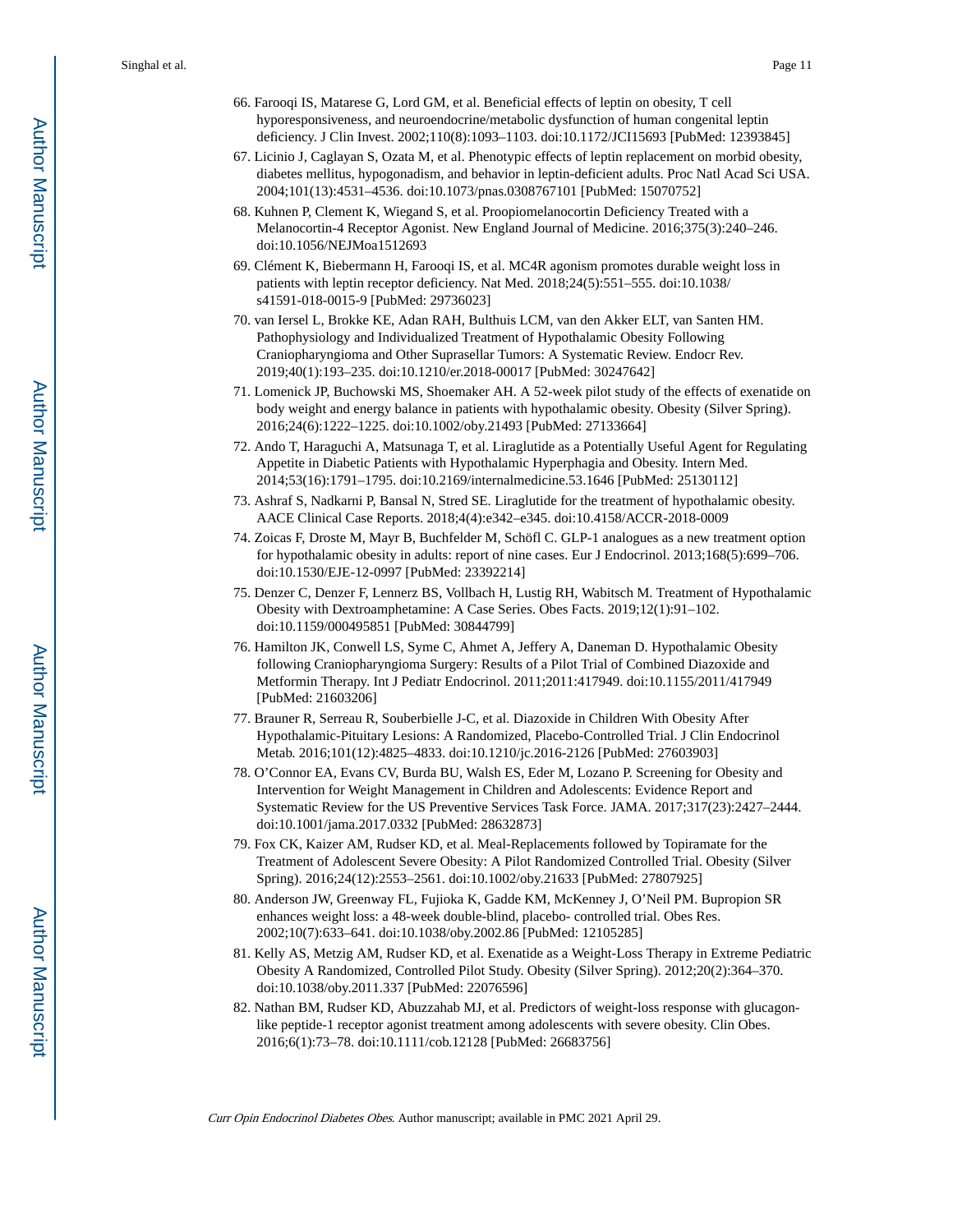66. Farooqi IS, Matarese G, Lord GM, et al. Beneficial effects of leptin on obesity, T cell hyporesponsiveness, and neuroendocrine/metabolic dysfunction of human congenital leptin deficiency. J Clin Invest. 2002;110(8):1093–1103. doi:10.1172/JCI15693 [PubMed: 12393845]
67. Licinio J, Caglayan S, Ozata M, et al. Phenotypic effects of leptin replacement on morbid obesity, diabetes mellitus, hypogonadism, and behavior in leptin-deficient adults. Proc Natl Acad Sci USA. 2004;101(13):4531–4536. doi:10.1073/pnas.0308767101 [PubMed: 15070752]
68. Kuhnen P, Clement K, Wiegand S, et al. Proopiomelanocortin Deficiency Treated with a Melanocortin-4 Receptor Agonist. New England Journal of Medicine. 2016;375(3):240–246. doi:10.1056/NEJMoa1512693
69. Clément K, Biebermann H, Farooqi IS, et al. MC4R agonism promotes durable weight loss in patients with leptin receptor deficiency. Nat Med. 2018;24(5):551–555. doi:10.1038/s41591-018-0015-9 [PubMed: 29736023]
70. van Iersel L, Brokke KE, Adan RAH, Bulthuis LCM, van den Akker ELT, van Santen HM. Pathophysiology and Individualized Treatment of Hypothalamic Obesity Following Craniopharyngioma and Other Suprasellar Tumors: A Systematic Review. Endocr Rev. 2019;40(1):193–235. doi:10.1210/er.2018-00017 [PubMed: 30247642]
71. Lomenick JP, Buchowski MS, Shoemaker AH. A 52-week pilot study of the effects of exenatide on body weight and energy balance in patients with hypothalamic obesity. Obesity (Silver Spring). 2016;24(6):1222–1225. doi:10.1002/oby.21493 [PubMed: 27133664]
72. Ando T, Haraguchi A, Matsunaga T, et al. Liraglutide as a Potentially Useful Agent for Regulating Appetite in Diabetic Patients with Hypothalamic Hyperphagia and Obesity. Intern Med. 2014;53(16):1791–1795. doi:10.2169/internalmedicine.53.1646 [PubMed: 25130112]
73. Ashraf S, Nadkarni P, Bansal N, Stred SE. Liraglutide for the treatment of hypothalamic obesity. AACE Clinical Case Reports. 2018;4(4):e342–e345. doi:10.4158/ACCR-2018-0009
74. Zoicas F, Droste M, Mayr B, Buchfelder M, Schöfl C. GLP-1 analogues as a new treatment option for hypothalamic obesity in adults: report of nine cases. Eur J Endocrinol. 2013;168(5):699–706. doi:10.1530/EJE-12-0997 [PubMed: 23392214]
75. Denzer C, Denzer F, Lennerz BS, Vollbach H, Lustig RH, Wabitsch M. Treatment of Hypothalamic Obesity with Dextroamphetamine: A Case Series. Obes Facts. 2019;12(1):91–102. doi:10.1159/000495851 [PubMed: 30844799]
76. Hamilton JK, Conwell LS, Syme C, Ahmet A, Jeffery A, Daneman D. Hypothalamic Obesity following Craniopharyngioma Surgery: Results of a Pilot Trial of Combined Diazoxide and Metformin Therapy. Int J Pediatr Endocrinol. 2011;2011:417949. doi:10.1155/2011/417949 [PubMed: 21603206]
77. Brauner R, Serreau R, Souberbielle J-C, et al. Diazoxide in Children With Obesity After Hypothalamic-Pituitary Lesions: A Randomized, Placebo-Controlled Trial. J Clin Endocrinol Metab. 2016;101(12):4825–4833. doi:10.1210/jc.2016-2126 [PubMed: 27603903]
78. O'Connor EA, Evans CV, Burda BU, Walsh ES, Eder M, Lozano P. Screening for Obesity and Intervention for Weight Management in Children and Adolescents: Evidence Report and Systematic Review for the US Preventive Services Task Force. JAMA. 2017;317(23):2427–2444. doi:10.1001/jama.2017.0332 [PubMed: 28632873]
79. Fox CK, Kaizer AM, Rudser KD, et al. Meal-Replacements followed by Topiramate for the Treatment of Adolescent Severe Obesity: A Pilot Randomized Controlled Trial. Obesity (Silver Spring). 2016;24(12):2553–2561. doi:10.1002/oby.21633 [PubMed: 27807925]
80. Anderson JW, Greenway FL, Fujioka K, Gadde KM, McKenney J, O'Neil PM. Bupropion SR enhances weight loss: a 48-week double-blind, placebo- controlled trial. Obes Res. 2002;10(7):633–641. doi:10.1038/oby.2002.86 [PubMed: 12105285]
81. Kelly AS, Metzig AM, Rudser KD, et al. Exenatide as a Weight-Loss Therapy in Extreme Pediatric Obesity A Randomized, Controlled Pilot Study. Obesity (Silver Spring). 2012;20(2):364–370. doi:10.1038/oby.2011.337 [PubMed: 22076596]
82. Nathan BM, Rudser KD, Abuzzahab MJ, et al. Predictors of weight-loss response with glucagon-like peptide-1 receptor agonist treatment among adolescents with severe obesity. Clin Obes. 2016;6(1):73–78. doi:10.1111/cob.12128 [PubMed: 26683756]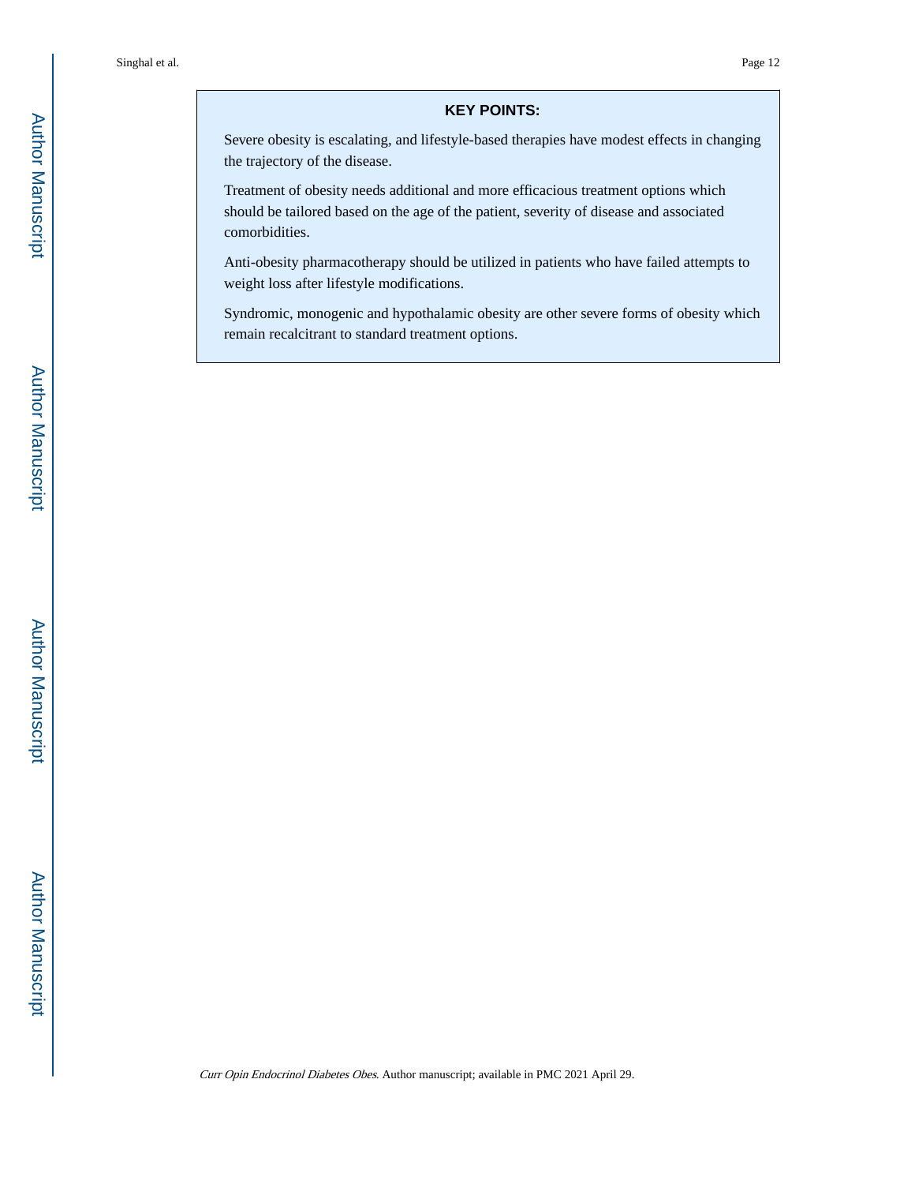## KEY POINTS:

Severe obesity is escalating, and lifestyle-based therapies have modest effects in changing the trajectory of the disease.

Treatment of obesity needs additional and more efficacious treatment options which should be tailored based on the age of the patient, severity of disease and associated comorbidities.

Anti-obesity pharmacotherapy should be utilized in patients who have failed attempts to weight loss after lifestyle modifications.

Syndromic, monogenic and hypothalamic obesity are other severe forms of obesity which remain recalcitrant to standard treatment options.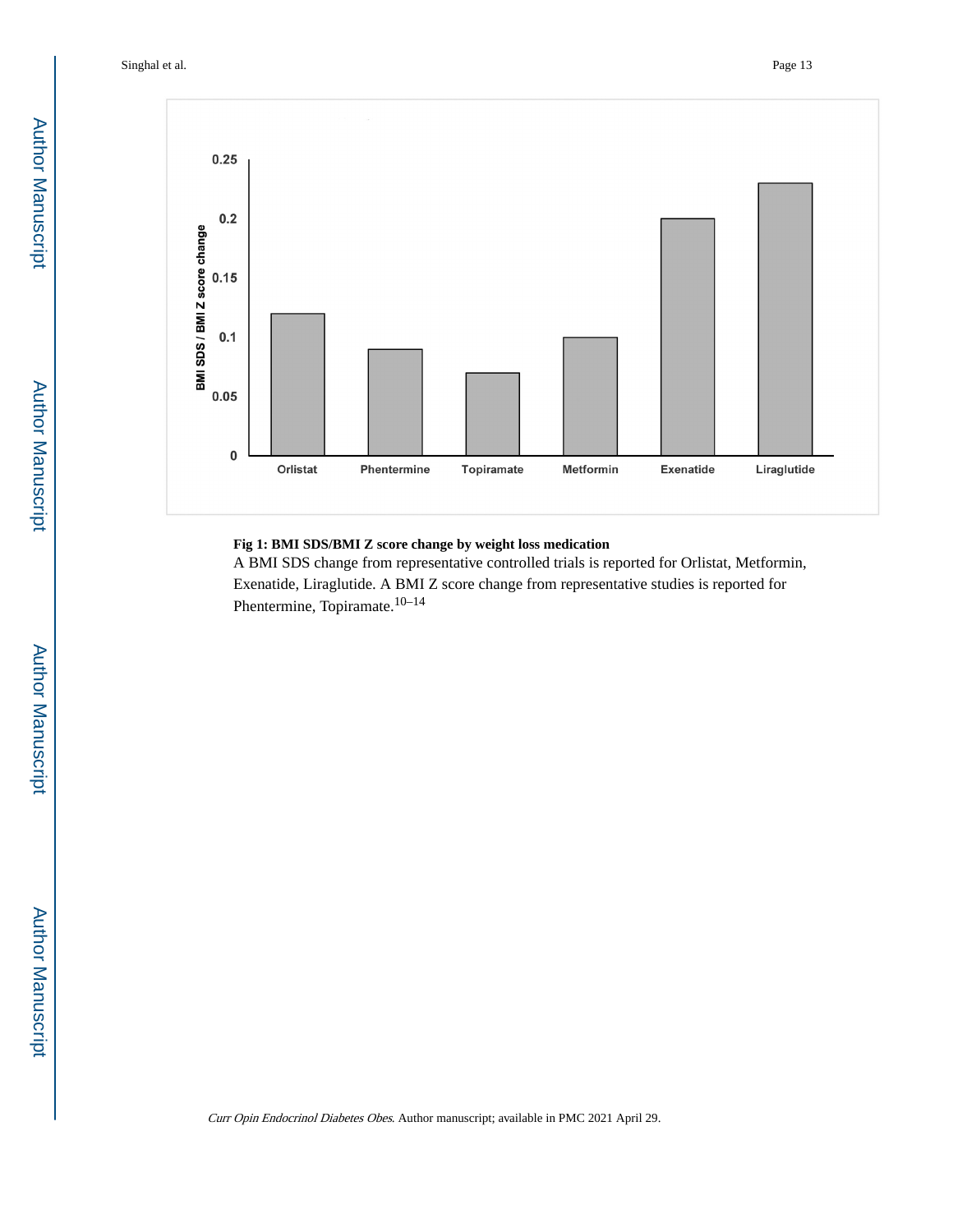**Fig 1: BMI SDS/BMI Z score change by weight loss medication**

A BMI SDS change from representative controlled trials is reported for Orlistat, Metformin, Exenatide, Liraglutide. A BMI Z score change from representative studies is reported for Phentermine, Topiramate.[10–14]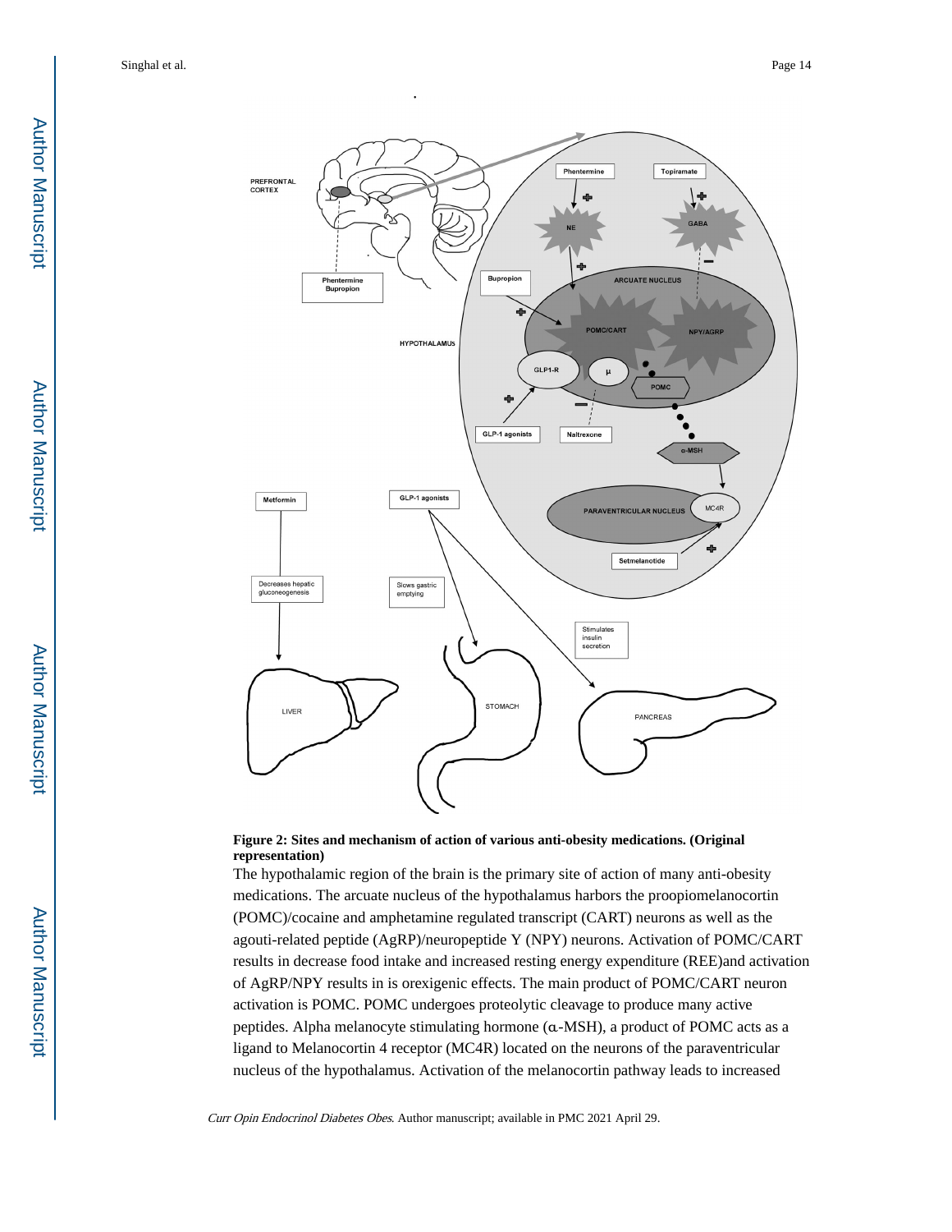**Figure 2: Sites and mechanism of action of various anti-obesity medications. (Original representation)**

The hypothalamic region of the brain is the primary site of action of many anti-obesity medications. The arcuate nucleus of the hypothalamus harbors the proopiomelanocortin (POMC)/cocaine and amphetamine regulated transcript (CART) neurons as well as the agouti-related peptide (AgRP)/neuropeptide Y (NPY) neurons. Activation of POMC/CART results in decrease food intake and increased resting energy expenditure (REE)and activation of AgRP/NPY results in is orexigenic effects. The main product of POMC/CART neuron activation is POMC. POMC undergoes proteolytic cleavage to produce many active peptides. Alpha melanocyte stimulating hormone (α-MSH), a product of POMC acts as a ligand to Melanocortin 4 receptor (MC4R) located on the neurons of the paraventricular nucleus of the hypothalamus. Activation of the melanocortin pathway leads to increased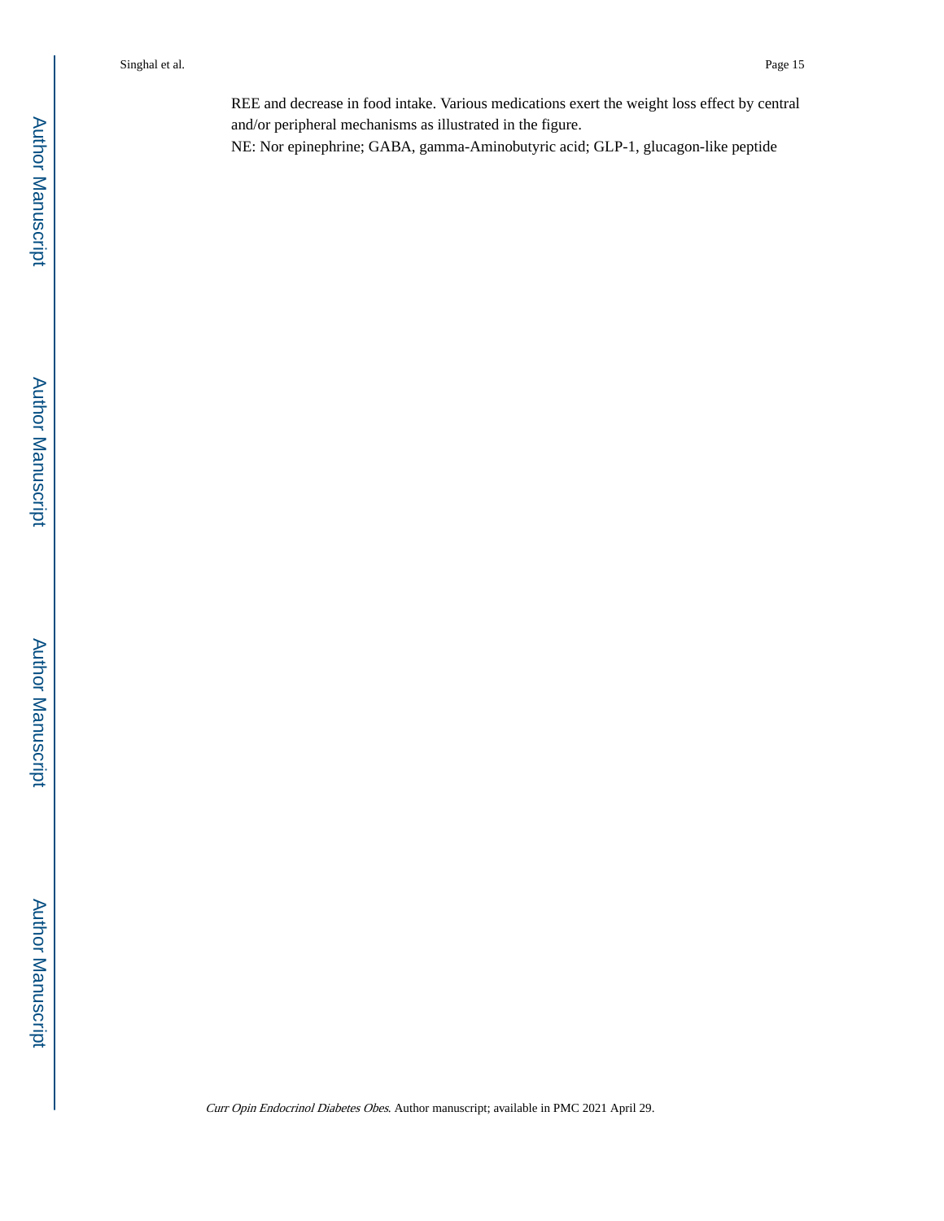REE and decrease in food intake. Various medications exert the weight loss effect by central and/or peripheral mechanisms as illustrated in the figure.

NE: Nor epinephrine; GABA, gamma-Aminobutyric acid; GLP-1, glucagon-like peptide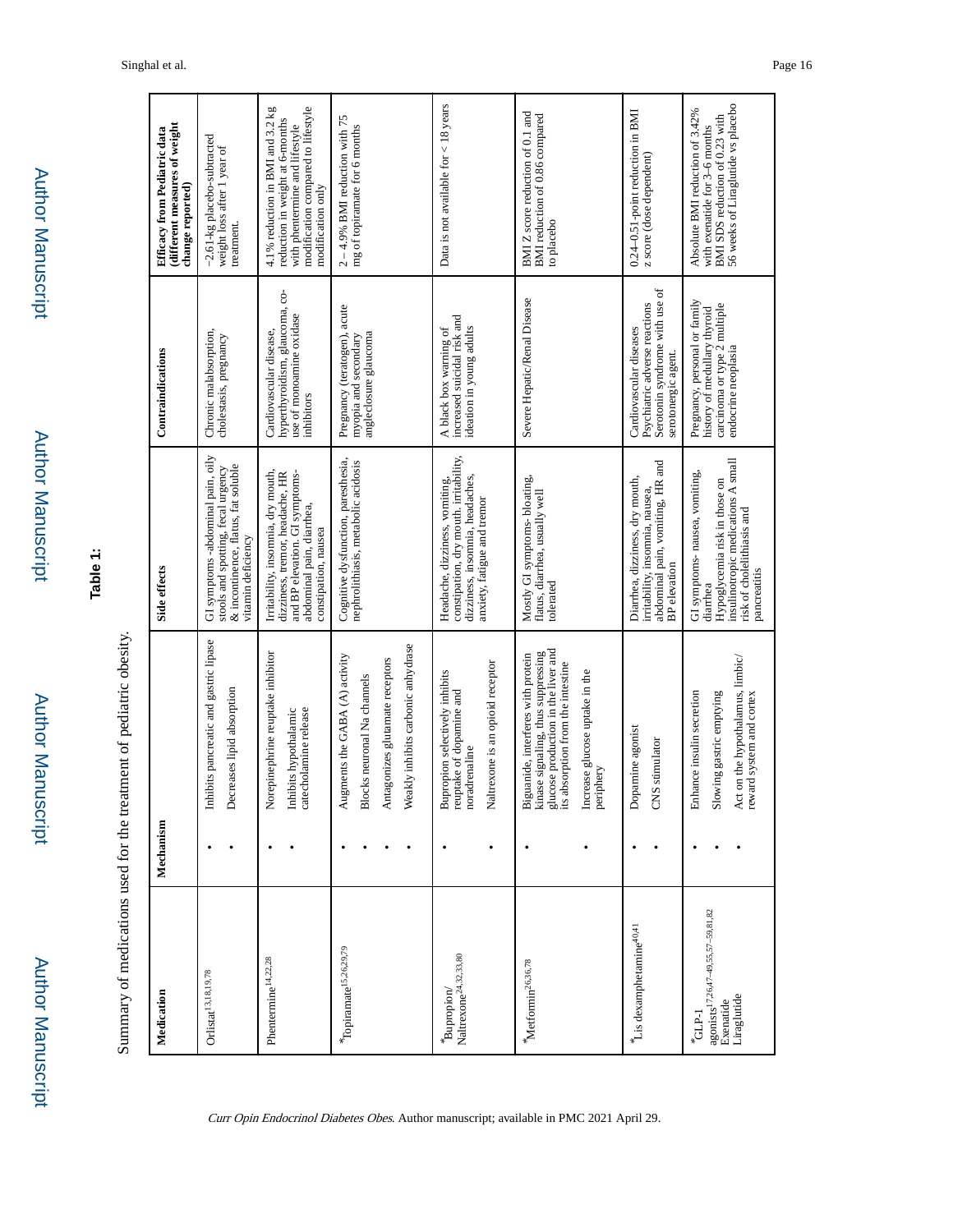**Table 1:**

Summary of medications used for the treatment of pediatric obesity.

| Medication | Mechanism | Side effects | Contraindications | Efficacy from Pediatric data (different measures of weight change reported) |
|---|---|---|---|---|
| Orlistat[13,18,19,78] | • Inhibits pancreatic and gastric lipase<br>• Decreases lipid absorption | GI symptoms -abdominal pain, oily stools and spotting, fecal urgency & incontinence, flatus, fat soluble vitamin deficiency | Chronic malabsorption, cholestasis, pregnancy | −2.61-kg placebo-subtracted weight loss after 1 year of treatment. |
| Phentermine[14,22,28] | • Norepinephrine reuptake inhibitor<br>• Inhibits hypothalamic catecholamine release | Irritability, insomnia, dry mouth, dizziness, tremor, headache, HR and BP elevation. GI symptoms-abdominal pain, diarrhea, constipation, nausea | Cardiovascular disease, hyperthyroidism, glaucoma, co-use of monoamine oxidase inhibitors | 4.1% reduction in BMI and 3.2 kg reduction in weight at 6-months with phentermine and lifestyle modification compared to lifestyle modification only |
| *Topiramate[15,26,29,79] | • Augments the GABA (A) activity<br>• Blocks neuronal Na channels<br>• Antagonizes glutamate receptors<br>• Weakly inhibits carbonic anhydrase | Cognitive dysfunction, paresthesia, nephrolithiasis, metabolic acidosis | Pregnancy (teratogen), acute myopia and secondary angleclosure glaucoma | 2 – 4.9% BMI reduction with 75 mg of topiramate for 6 months |
| *Bupropion/ Naltrexone[24,32,33,80] | • Bupropion selectively inhibits reuptake of dopamine and noradrenaline<br>• Naltrexone is an opioid receptor | Headache, dizziness, vomiting, constipation, dry mouth. irritability, dizziness, insomnia, headaches, anxiety, fatigue and tremor | A black box warning of increased suicidal risk and ideation in young adults | Data is not available for < 18 years |
| *Metformin[26,36,78] | • Biguanide, interferes with protein kinase signaling, thus suppressing glucose production in the liver and its absorption from the intestine<br>• Increase glucose uptake in the periphery | Mostly GI symptoms- bloating, flatus, diarrhea, usually well tolerated | Severe Hepatic/Renal Disease | BMI Z score reduction of 0.1 and BMI reduction of 0.86 compared to placebo |
| *Lis dexamphetamine[40,41] | • Dopamine agonist<br>• CNS stimulator | Diarrhea, dizziness, dry mouth, irritability, insomnia, nausea, abdominal pain, vomiting, HR and BP elevation | Cardiovascular diseases Psychiatric adverse reactions Serotonin syndrome with use of serotonergic agent. | 0.24–0.51-point reduction in BMI z score (dose dependent) |
| *GLP-1 agonists[17,26,47–49,55,57–59,81,82] Exenatide Liraglutide | • Enhance insulin secretion<br>• Slowing gastric emptying<br>• Act on the hypothalamus, limbic/ reward system and cortex | GI symptoms- nausea, vomiting, diarrhea Hypoglycemia risk in those on insulinotropic medications A small risk of cholelithiasis and pancreatitis | Pregnancy, personal or family history of medullary thyroid carcinoma or type 2 multiple endocrine neoplasia | Absolute BMI reduction of 3.42% with exenatide for 3–6 months BMI SDS reduction of 0.23 with 56 weeks of Liraglutide vs placebo |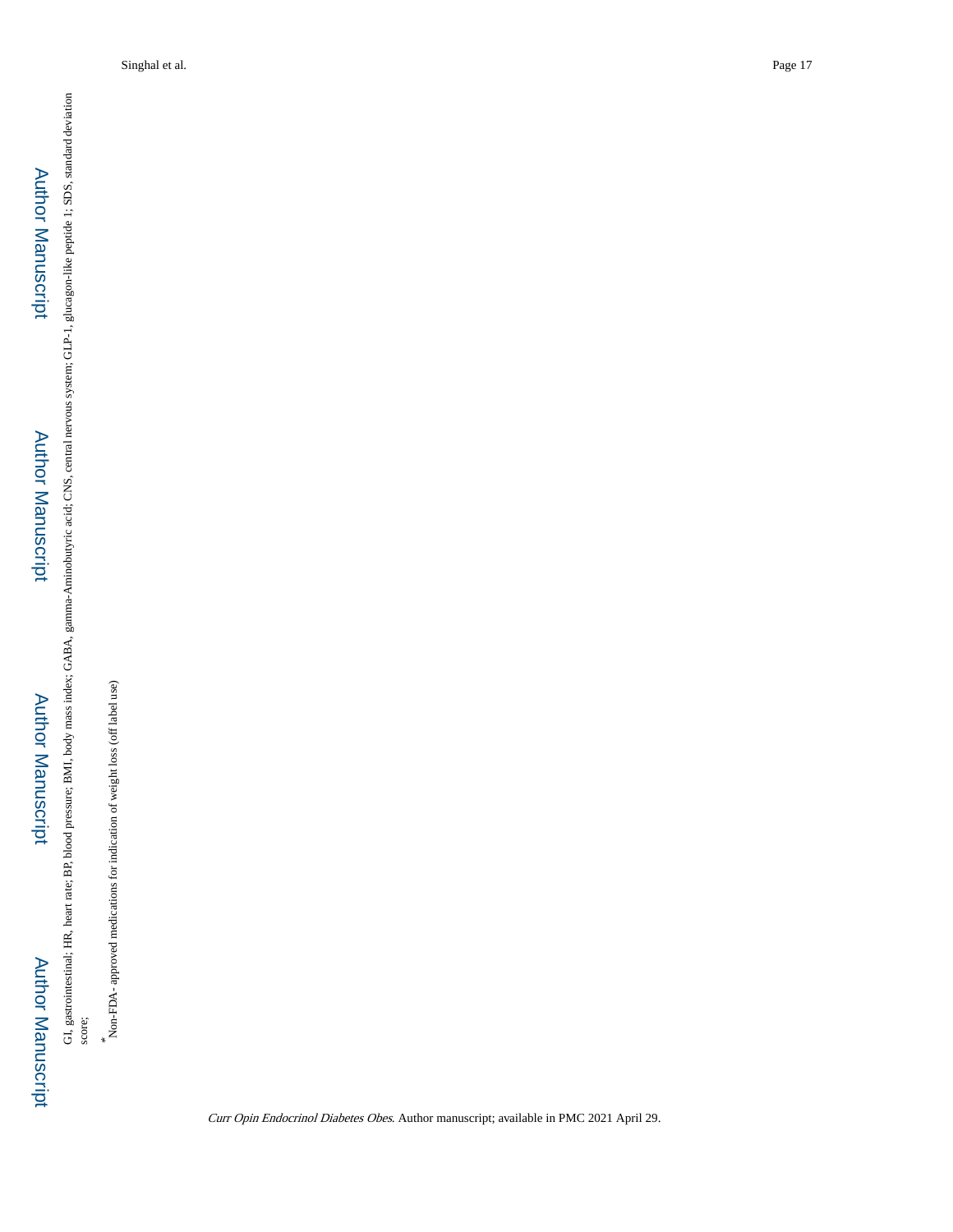GI, gastrointestinal; HR, heart rate; BP, blood pressure; BMI, body mass index; GABA, gamma-Aminobutyric acid; CNS, central nervous system; GLP-1, glucagon-like peptide 1; SDS, standard deviation score;

\* Non-FDA- approved medications for indication of weight loss (off label use)